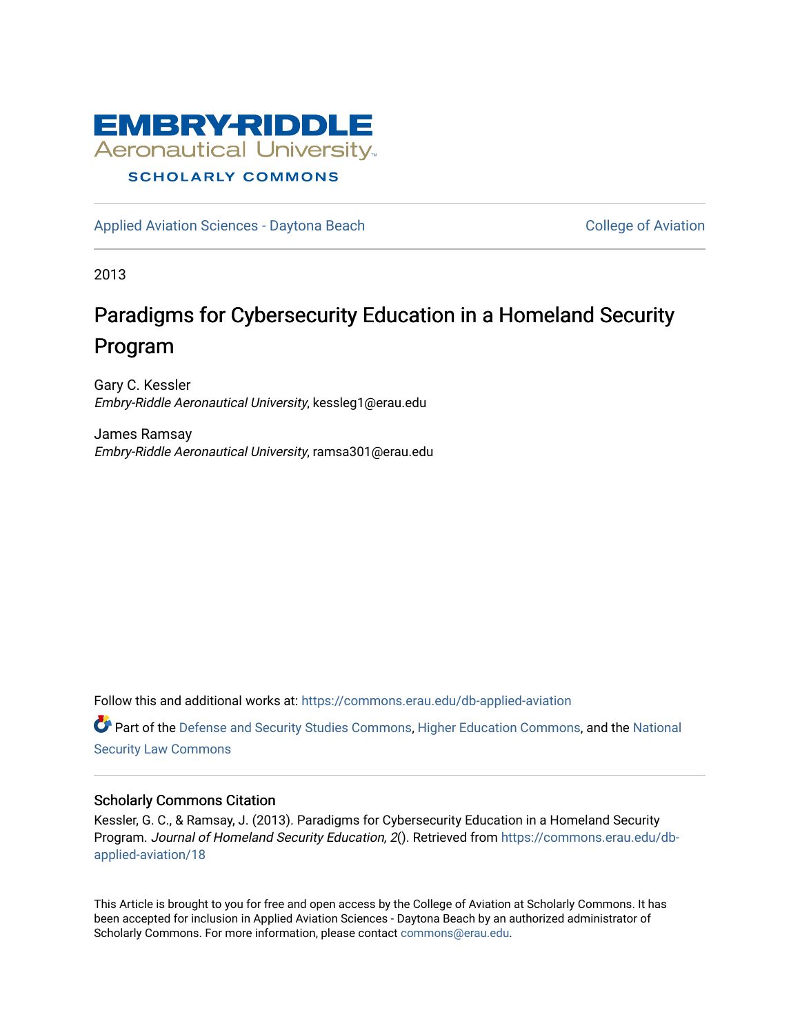# EMBRY-RIDDLE Aeronautical University

SCHOLARLY COMMONS

Applied Aviation Sciences - Daytona Beach | College of Aviation

2013

# Paradigms for Cybersecurity Education in a Homeland Security Program

Gary C. Kessler
*Embry-Riddle Aeronautical University*, kessleg1@erau.edu

James Ramsay
*Embry-Riddle Aeronautical University*, ramsa301@erau.edu

Follow this and additional works at: https://commons.erau.edu/db-applied-aviation

Part of the Defense and Security Studies Commons, Higher Education Commons, and the National Security Law Commons

## Scholarly Commons Citation

Kessler, G. C., & Ramsay, J. (2013). Paradigms for Cybersecurity Education in a Homeland Security Program. *Journal of Homeland Security Education, 2*(). Retrieved from https://commons.erau.edu/db-applied-aviation/18

This Article is brought to you for free and open access by the College of Aviation at Scholarly Commons. It has been accepted for inclusion in Applied Aviation Sciences - Daytona Beach by an authorized administrator of Scholarly Commons. For more information, please contact commons@erau.edu.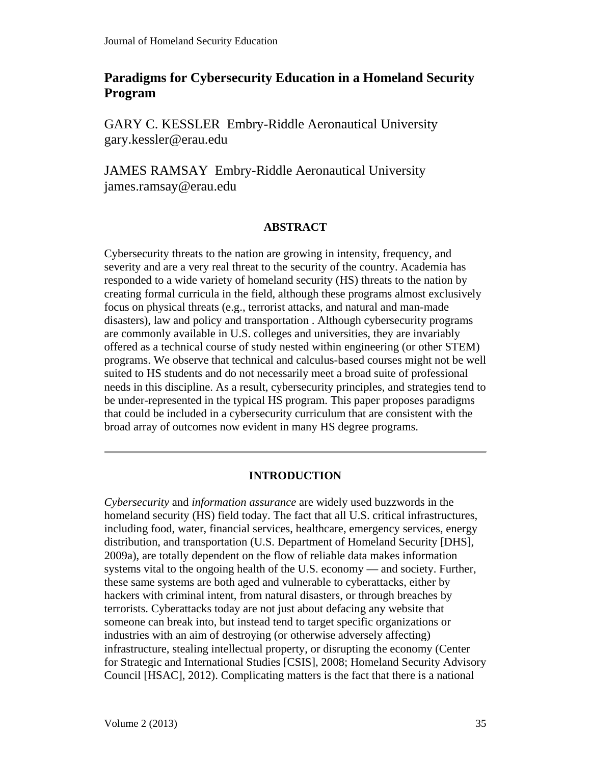# Paradigms for Cybersecurity Education in a Homeland Security Program

GARY C. KESSLER Embry-Riddle Aeronautical University
gary.kessler@erau.edu

JAMES RAMSAY Embry-Riddle Aeronautical University
james.ramsay@erau.edu

## ABSTRACT

Cybersecurity threats to the nation are growing in intensity, frequency, and severity and are a very real threat to the security of the country. Academia has responded to a wide variety of homeland security (HS) threats to the nation by creating formal curricula in the field, although these programs almost exclusively focus on physical threats (e.g., terrorist attacks, and natural and man-made disasters), law and policy and transportation . Although cybersecurity programs are commonly available in U.S. colleges and universities, they are invariably offered as a technical course of study nested within engineering (or other STEM) programs. We observe that technical and calculus-based courses might not be well suited to HS students and do not necessarily meet a broad suite of professional needs in this discipline. As a result, cybersecurity principles, and strategies tend to be under-represented in the typical HS program. This paper proposes paradigms that could be included in a cybersecurity curriculum that are consistent with the broad array of outcomes now evident in many HS degree programs.

---

## INTRODUCTION

*Cybersecurity* and *information assurance* are widely used buzzwords in the homeland security (HS) field today. The fact that all U.S. critical infrastructures, including food, water, financial services, healthcare, emergency services, energy distribution, and transportation (U.S. Department of Homeland Security [DHS], 2009a), are totally dependent on the flow of reliable data makes information systems vital to the ongoing health of the U.S. economy — and society. Further, these same systems are both aged and vulnerable to cyberattacks, either by hackers with criminal intent, from natural disasters, or through breaches by terrorists. Cyberattacks today are not just about defacing any website that someone can break into, but instead tend to target specific organizations or industries with an aim of destroying (or otherwise adversely affecting) infrastructure, stealing intellectual property, or disrupting the economy (Center for Strategic and International Studies [CSIS], 2008; Homeland Security Advisory Council [HSAC], 2012). Complicating matters is the fact that there is a national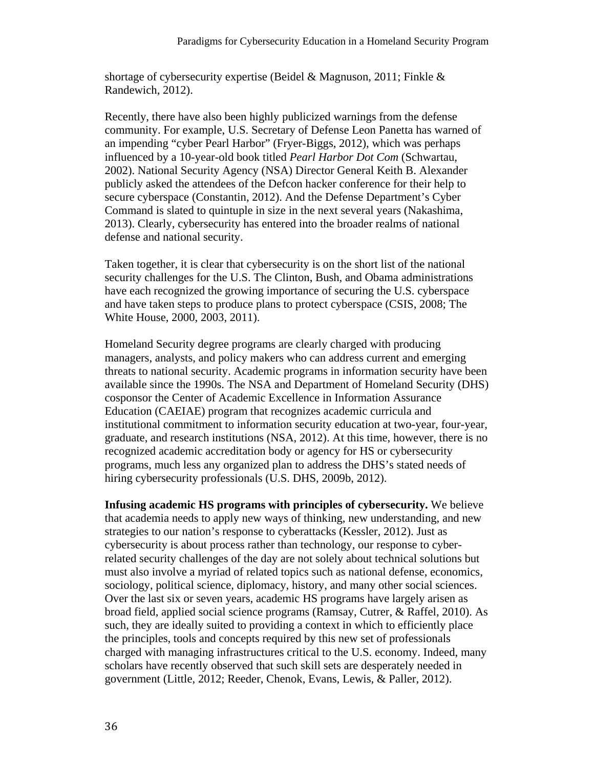shortage of cybersecurity expertise (Beidel & Magnuson, 2011; Finkle & Randewich, 2012).

Recently, there have also been highly publicized warnings from the defense community. For example, U.S. Secretary of Defense Leon Panetta has warned of an impending "cyber Pearl Harbor" (Fryer-Biggs, 2012), which was perhaps influenced by a 10-year-old book titled *Pearl Harbor Dot Com* (Schwartau, 2002). National Security Agency (NSA) Director General Keith B. Alexander publicly asked the attendees of the Defcon hacker conference for their help to secure cyberspace (Constantin, 2012). And the Defense Department's Cyber Command is slated to quintuple in size in the next several years (Nakashima, 2013). Clearly, cybersecurity has entered into the broader realms of national defense and national security.

Taken together, it is clear that cybersecurity is on the short list of the national security challenges for the U.S. The Clinton, Bush, and Obama administrations have each recognized the growing importance of securing the U.S. cyberspace and have taken steps to produce plans to protect cyberspace (CSIS, 2008; The White House, 2000, 2003, 2011).

Homeland Security degree programs are clearly charged with producing managers, analysts, and policy makers who can address current and emerging threats to national security. Academic programs in information security have been available since the 1990s. The NSA and Department of Homeland Security (DHS) cosponsor the Center of Academic Excellence in Information Assurance Education (CAEIAE) program that recognizes academic curricula and institutional commitment to information security education at two-year, four-year, graduate, and research institutions (NSA, 2012). At this time, however, there is no recognized academic accreditation body or agency for HS or cybersecurity programs, much less any organized plan to address the DHS's stated needs of hiring cybersecurity professionals (U.S. DHS, 2009b, 2012).

**Infusing academic HS programs with principles of cybersecurity.** We believe that academia needs to apply new ways of thinking, new understanding, and new strategies to our nation's response to cyberattacks (Kessler, 2012). Just as cybersecurity is about process rather than technology, our response to cyber-related security challenges of the day are not solely about technical solutions but must also involve a myriad of related topics such as national defense, economics, sociology, political science, diplomacy, history, and many other social sciences. Over the last six or seven years, academic HS programs have largely arisen as broad field, applied social science programs (Ramsay, Cutrer, & Raffel, 2010). As such, they are ideally suited to providing a context in which to efficiently place the principles, tools and concepts required by this new set of professionals charged with managing infrastructures critical to the U.S. economy. Indeed, many scholars have recently observed that such skill sets are desperately needed in government (Little, 2012; Reeder, Chenok, Evans, Lewis, & Paller, 2012).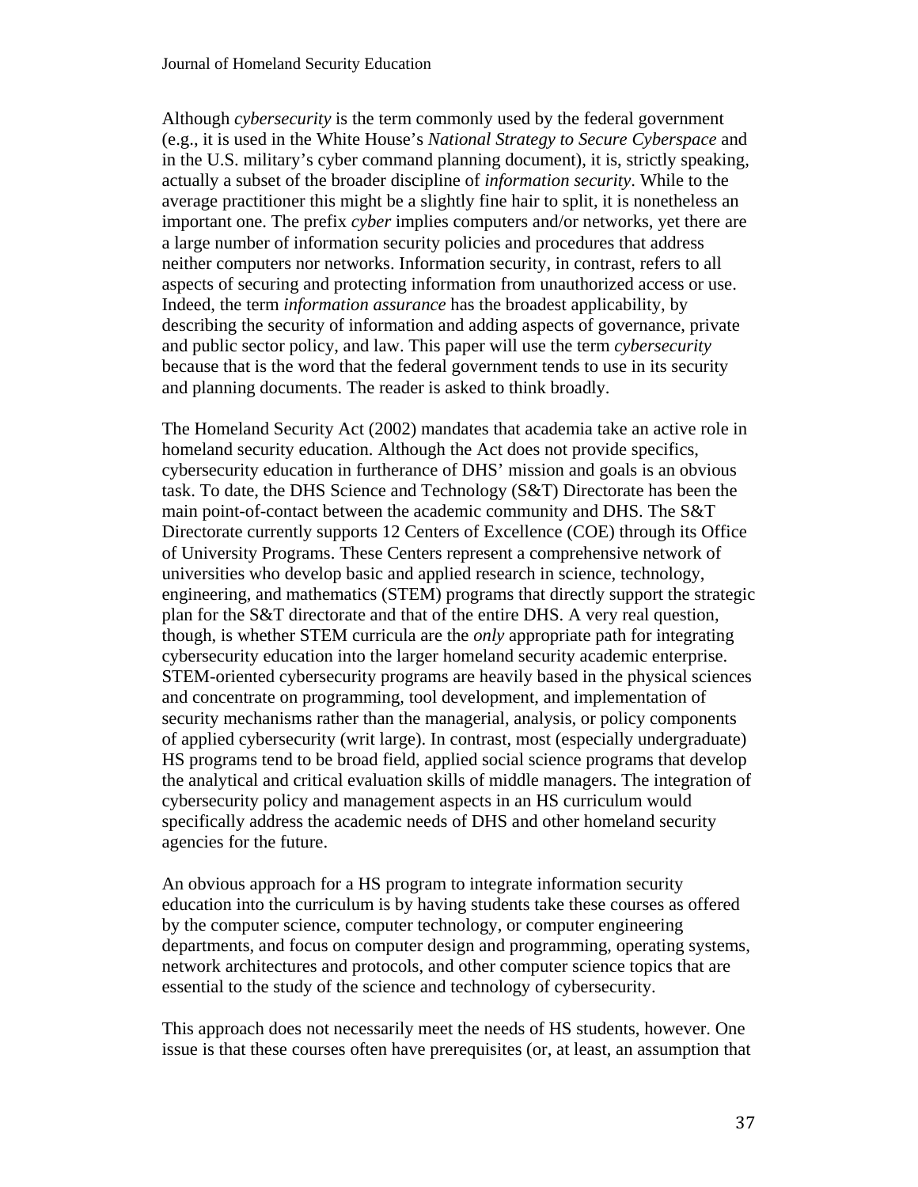Although *cybersecurity* is the term commonly used by the federal government (e.g., it is used in the White House's *National Strategy to Secure Cyberspace* and in the U.S. military's cyber command planning document), it is, strictly speaking, actually a subset of the broader discipline of *information security*. While to the average practitioner this might be a slightly fine hair to split, it is nonetheless an important one. The prefix *cyber* implies computers and/or networks, yet there are a large number of information security policies and procedures that address neither computers nor networks. Information security, in contrast, refers to all aspects of securing and protecting information from unauthorized access or use. Indeed, the term *information assurance* has the broadest applicability, by describing the security of information and adding aspects of governance, private and public sector policy, and law. This paper will use the term *cybersecurity* because that is the word that the federal government tends to use in its security and planning documents. The reader is asked to think broadly.

The Homeland Security Act (2002) mandates that academia take an active role in homeland security education. Although the Act does not provide specifics, cybersecurity education in furtherance of DHS' mission and goals is an obvious task. To date, the DHS Science and Technology (S&T) Directorate has been the main point-of-contact between the academic community and DHS. The S&T Directorate currently supports 12 Centers of Excellence (COE) through its Office of University Programs. These Centers represent a comprehensive network of universities who develop basic and applied research in science, technology, engineering, and mathematics (STEM) programs that directly support the strategic plan for the S&T directorate and that of the entire DHS. A very real question, though, is whether STEM curricula are the *only* appropriate path for integrating cybersecurity education into the larger homeland security academic enterprise. STEM-oriented cybersecurity programs are heavily based in the physical sciences and concentrate on programming, tool development, and implementation of security mechanisms rather than the managerial, analysis, or policy components of applied cybersecurity (writ large). In contrast, most (especially undergraduate) HS programs tend to be broad field, applied social science programs that develop the analytical and critical evaluation skills of middle managers. The integration of cybersecurity policy and management aspects in an HS curriculum would specifically address the academic needs of DHS and other homeland security agencies for the future.

An obvious approach for a HS program to integrate information security education into the curriculum is by having students take these courses as offered by the computer science, computer technology, or computer engineering departments, and focus on computer design and programming, operating systems, network architectures and protocols, and other computer science topics that are essential to the study of the science and technology of cybersecurity.

This approach does not necessarily meet the needs of HS students, however. One issue is that these courses often have prerequisites (or, at least, an assumption that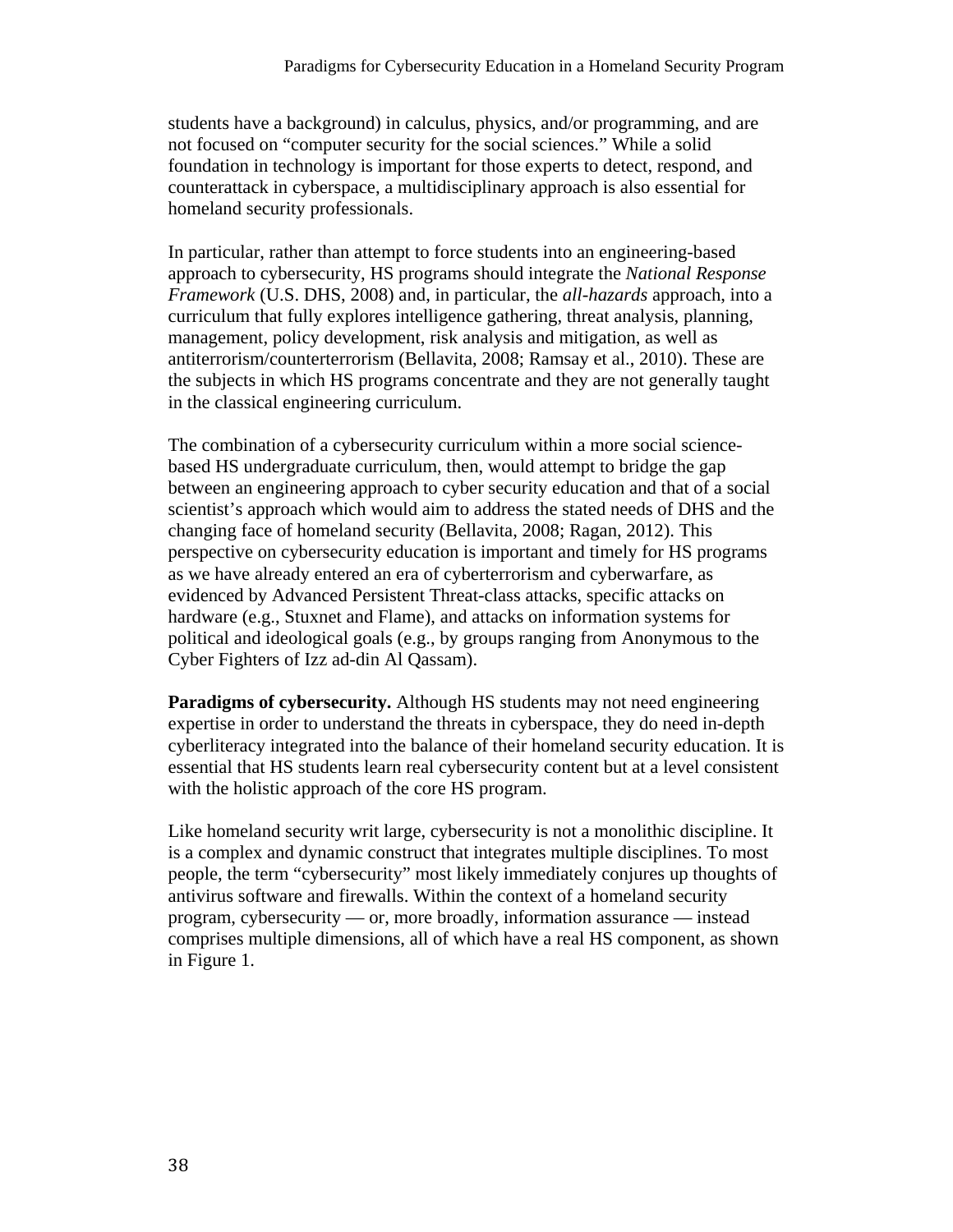students have a background) in calculus, physics, and/or programming, and are not focused on "computer security for the social sciences." While a solid foundation in technology is important for those experts to detect, respond, and counterattack in cyberspace, a multidisciplinary approach is also essential for homeland security professionals.

In particular, rather than attempt to force students into an engineering-based approach to cybersecurity, HS programs should integrate the *National Response Framework* (U.S. DHS, 2008) and, in particular, the *all-hazards* approach, into a curriculum that fully explores intelligence gathering, threat analysis, planning, management, policy development, risk analysis and mitigation, as well as antiterrorism/counterterrorism (Bellavita, 2008; Ramsay et al., 2010). These are the subjects in which HS programs concentrate and they are not generally taught in the classical engineering curriculum.

The combination of a cybersecurity curriculum within a more social science-based HS undergraduate curriculum, then, would attempt to bridge the gap between an engineering approach to cyber security education and that of a social scientist's approach which would aim to address the stated needs of DHS and the changing face of homeland security (Bellavita, 2008; Ragan, 2012). This perspective on cybersecurity education is important and timely for HS programs as we have already entered an era of cyberterrorism and cyberwarfare, as evidenced by Advanced Persistent Threat-class attacks, specific attacks on hardware (e.g., Stuxnet and Flame), and attacks on information systems for political and ideological goals (e.g., by groups ranging from Anonymous to the Cyber Fighters of Izz ad-din Al Qassam).

**Paradigms of cybersecurity.** Although HS students may not need engineering expertise in order to understand the threats in cyberspace, they do need in-depth cyberliteracy integrated into the balance of their homeland security education. It is essential that HS students learn real cybersecurity content but at a level consistent with the holistic approach of the core HS program.

Like homeland security writ large, cybersecurity is not a monolithic discipline. It is a complex and dynamic construct that integrates multiple disciplines. To most people, the term "cybersecurity" most likely immediately conjures up thoughts of antivirus software and firewalls. Within the context of a homeland security program, cybersecurity — or, more broadly, information assurance — instead comprises multiple dimensions, all of which have a real HS component, as shown in Figure 1.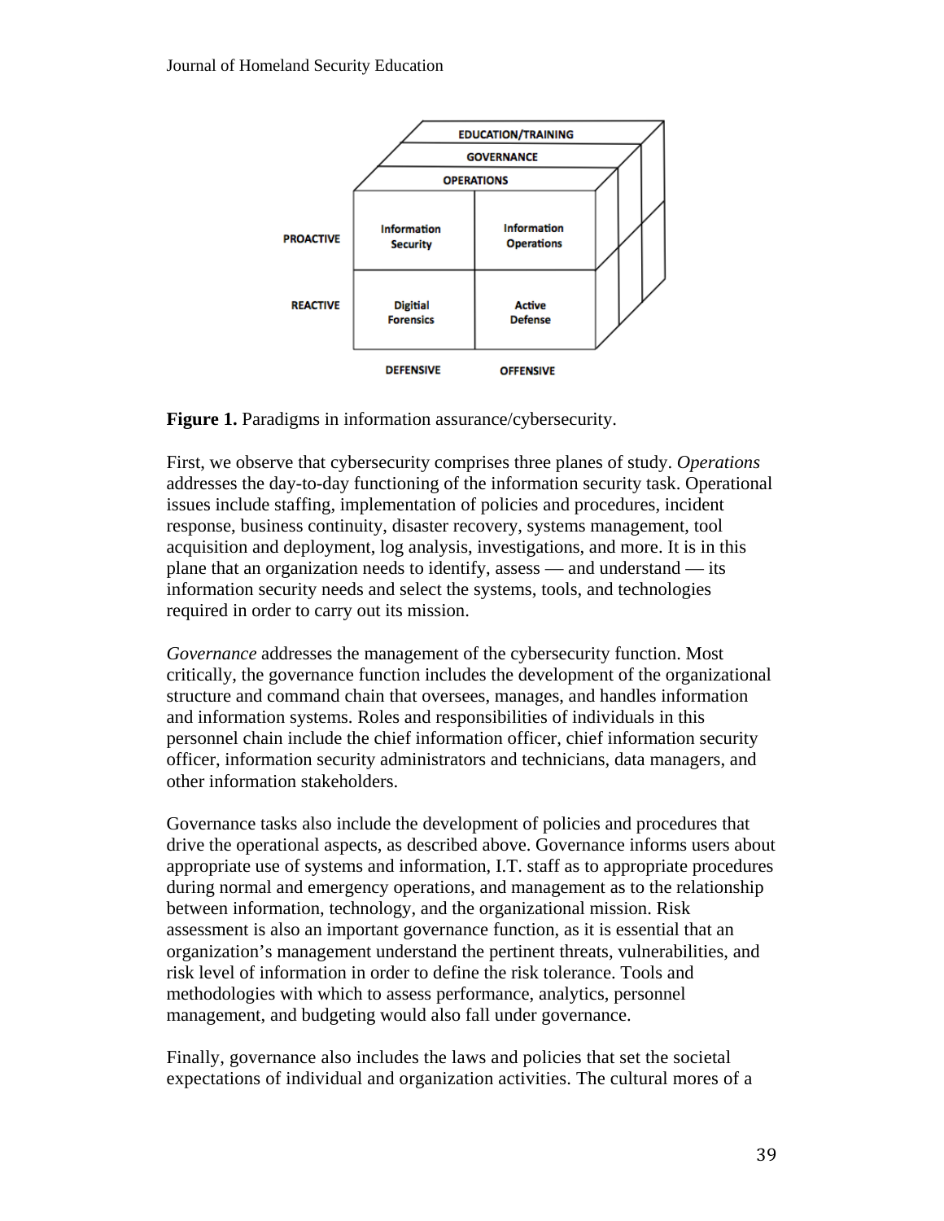**Figure 1.** Paradigms in information assurance/cybersecurity.

First, we observe that cybersecurity comprises three planes of study. *Operations* addresses the day-to-day functioning of the information security task. Operational issues include staffing, implementation of policies and procedures, incident response, business continuity, disaster recovery, systems management, tool acquisition and deployment, log analysis, investigations, and more. It is in this plane that an organization needs to identify, assess — and understand — its information security needs and select the systems, tools, and technologies required in order to carry out its mission.

*Governance* addresses the management of the cybersecurity function. Most critically, the governance function includes the development of the organizational structure and command chain that oversees, manages, and handles information and information systems. Roles and responsibilities of individuals in this personnel chain include the chief information officer, chief information security officer, information security administrators and technicians, data managers, and other information stakeholders.

Governance tasks also include the development of policies and procedures that drive the operational aspects, as described above. Governance informs users about appropriate use of systems and information, I.T. staff as to appropriate procedures during normal and emergency operations, and management as to the relationship between information, technology, and the organizational mission. Risk assessment is also an important governance function, as it is essential that an organization's management understand the pertinent threats, vulnerabilities, and risk level of information in order to define the risk tolerance. Tools and methodologies with which to assess performance, analytics, personnel management, and budgeting would also fall under governance.

Finally, governance also includes the laws and policies that set the societal expectations of individual and organization activities. The cultural mores of a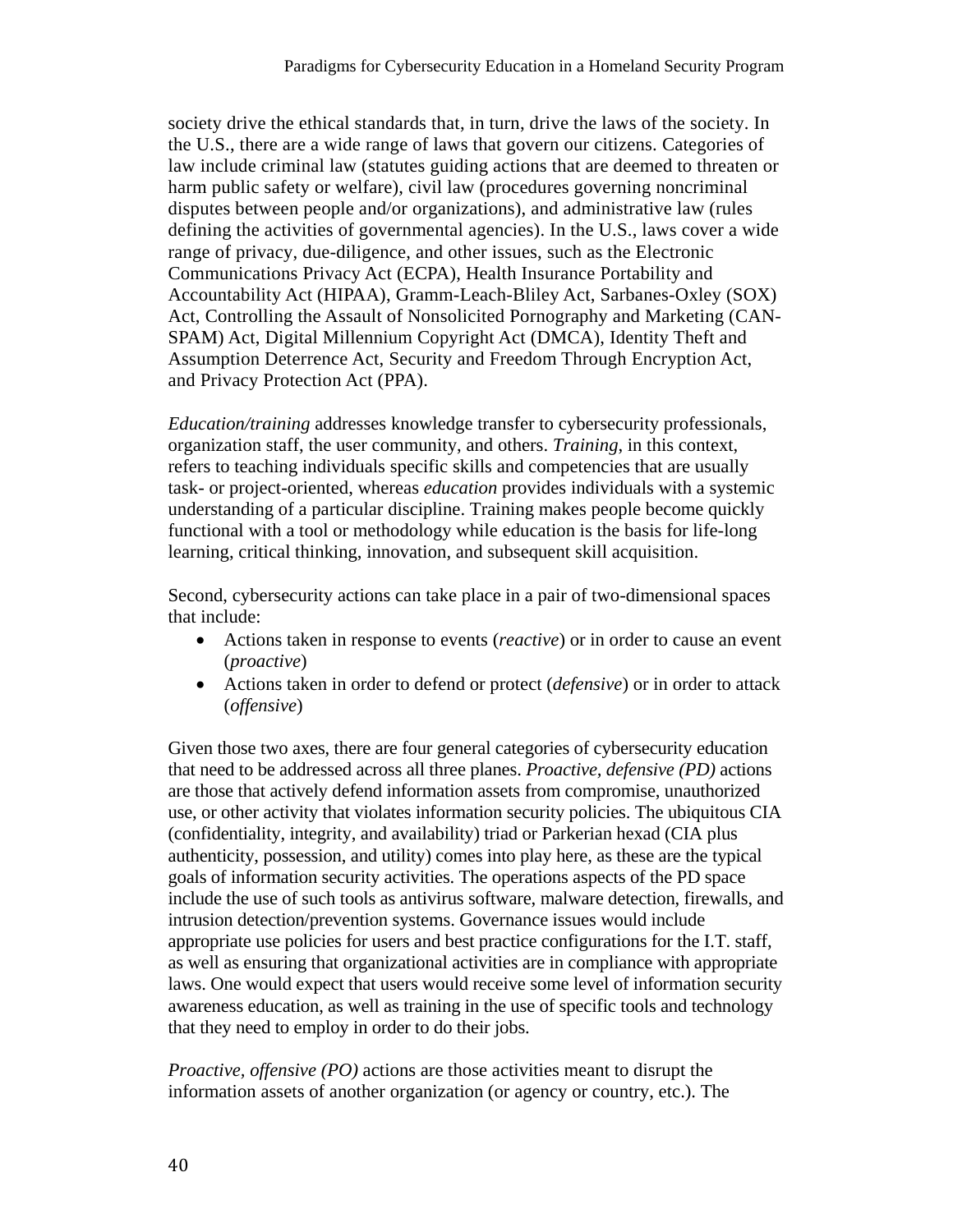society drive the ethical standards that, in turn, drive the laws of the society. In the U.S., there are a wide range of laws that govern our citizens. Categories of law include criminal law (statutes guiding actions that are deemed to threaten or harm public safety or welfare), civil law (procedures governing noncriminal disputes between people and/or organizations), and administrative law (rules defining the activities of governmental agencies). In the U.S., laws cover a wide range of privacy, due-diligence, and other issues, such as the Electronic Communications Privacy Act (ECPA), Health Insurance Portability and Accountability Act (HIPAA), Gramm-Leach-Bliley Act, Sarbanes-Oxley (SOX) Act, Controlling the Assault of Nonsolicited Pornography and Marketing (CAN-SPAM) Act, Digital Millennium Copyright Act (DMCA), Identity Theft and Assumption Deterrence Act, Security and Freedom Through Encryption Act, and Privacy Protection Act (PPA).

*Education/training* addresses knowledge transfer to cybersecurity professionals, organization staff, the user community, and others. *Training*, in this context, refers to teaching individuals specific skills and competencies that are usually task- or project-oriented, whereas *education* provides individuals with a systemic understanding of a particular discipline. Training makes people become quickly functional with a tool or methodology while education is the basis for life-long learning, critical thinking, innovation, and subsequent skill acquisition.

Second, cybersecurity actions can take place in a pair of two-dimensional spaces that include:

- Actions taken in response to events (*reactive*) or in order to cause an event (*proactive*)
- Actions taken in order to defend or protect (*defensive*) or in order to attack (*offensive*)

Given those two axes, there are four general categories of cybersecurity education that need to be addressed across all three planes. *Proactive, defensive (PD)* actions are those that actively defend information assets from compromise, unauthorized use, or other activity that violates information security policies. The ubiquitous CIA (confidentiality, integrity, and availability) triad or Parkerian hexad (CIA plus authenticity, possession, and utility) comes into play here, as these are the typical goals of information security activities. The operations aspects of the PD space include the use of such tools as antivirus software, malware detection, firewalls, and intrusion detection/prevention systems. Governance issues would include appropriate use policies for users and best practice configurations for the I.T. staff, as well as ensuring that organizational activities are in compliance with appropriate laws. One would expect that users would receive some level of information security awareness education, as well as training in the use of specific tools and technology that they need to employ in order to do their jobs.

*Proactive, offensive (PO)* actions are those activities meant to disrupt the information assets of another organization (or agency or country, etc.). The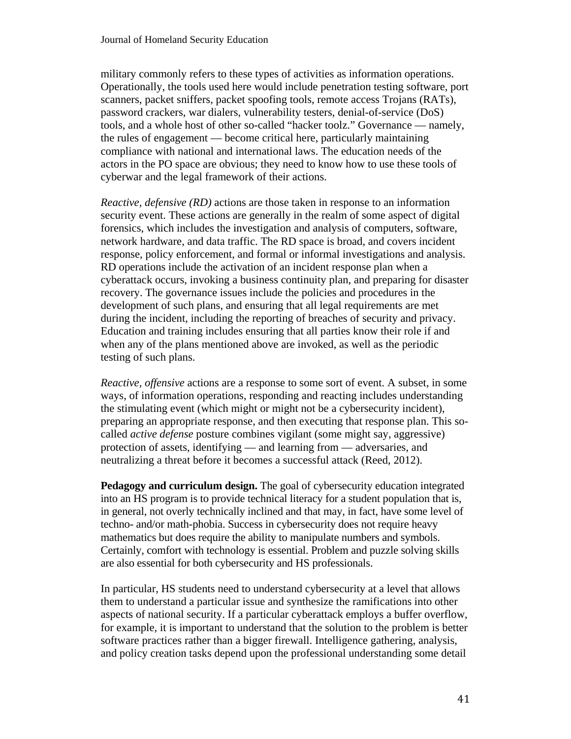military commonly refers to these types of activities as information operations. Operationally, the tools used here would include penetration testing software, port scanners, packet sniffers, packet spoofing tools, remote access Trojans (RATs), password crackers, war dialers, vulnerability testers, denial-of-service (DoS) tools, and a whole host of other so-called "hacker toolz." Governance — namely, the rules of engagement — become critical here, particularly maintaining compliance with national and international laws. The education needs of the actors in the PO space are obvious; they need to know how to use these tools of cyberwar and the legal framework of their actions.

*Reactive, defensive (RD)* actions are those taken in response to an information security event. These actions are generally in the realm of some aspect of digital forensics, which includes the investigation and analysis of computers, software, network hardware, and data traffic. The RD space is broad, and covers incident response, policy enforcement, and formal or informal investigations and analysis. RD operations include the activation of an incident response plan when a cyberattack occurs, invoking a business continuity plan, and preparing for disaster recovery. The governance issues include the policies and procedures in the development of such plans, and ensuring that all legal requirements are met during the incident, including the reporting of breaches of security and privacy. Education and training includes ensuring that all parties know their role if and when any of the plans mentioned above are invoked, as well as the periodic testing of such plans.

*Reactive, offensive* actions are a response to some sort of event. A subset, in some ways, of information operations, responding and reacting includes understanding the stimulating event (which might or might not be a cybersecurity incident), preparing an appropriate response, and then executing that response plan. This so-called *active defense* posture combines vigilant (some might say, aggressive) protection of assets, identifying — and learning from — adversaries, and neutralizing a threat before it becomes a successful attack (Reed, 2012).

**Pedagogy and curriculum design.** The goal of cybersecurity education integrated into an HS program is to provide technical literacy for a student population that is, in general, not overly technically inclined and that may, in fact, have some level of techno- and/or math-phobia. Success in cybersecurity does not require heavy mathematics but does require the ability to manipulate numbers and symbols. Certainly, comfort with technology is essential. Problem and puzzle solving skills are also essential for both cybersecurity and HS professionals.

In particular, HS students need to understand cybersecurity at a level that allows them to understand a particular issue and synthesize the ramifications into other aspects of national security. If a particular cyberattack employs a buffer overflow, for example, it is important to understand that the solution to the problem is better software practices rather than a bigger firewall. Intelligence gathering, analysis, and policy creation tasks depend upon the professional understanding some detail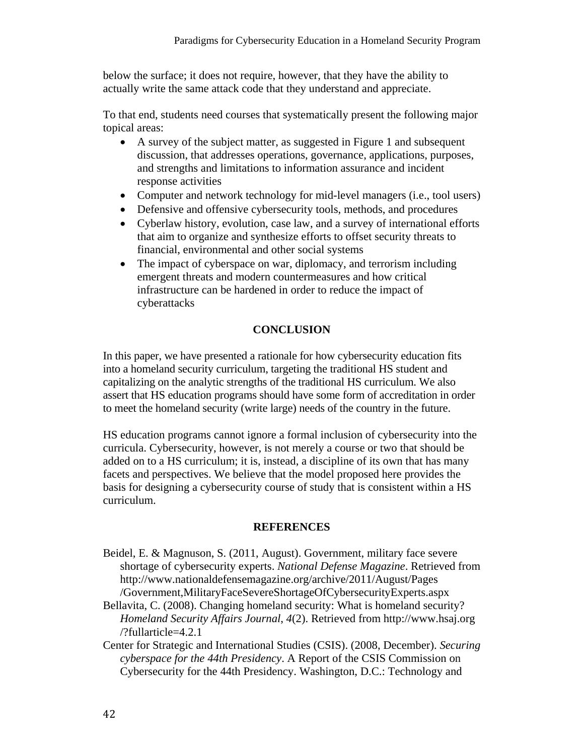below the surface; it does not require, however, that they have the ability to actually write the same attack code that they understand and appreciate.

To that end, students need courses that systematically present the following major topical areas:

- A survey of the subject matter, as suggested in Figure 1 and subsequent discussion, that addresses operations, governance, applications, purposes, and strengths and limitations to information assurance and incident response activities
- Computer and network technology for mid-level managers (i.e., tool users)
- Defensive and offensive cybersecurity tools, methods, and procedures
- Cyberlaw history, evolution, case law, and a survey of international efforts that aim to organize and synthesize efforts to offset security threats to financial, environmental and other social systems
- The impact of cyberspace on war, diplomacy, and terrorism including emergent threats and modern countermeasures and how critical infrastructure can be hardened in order to reduce the impact of cyberattacks

## CONCLUSION

In this paper, we have presented a rationale for how cybersecurity education fits into a homeland security curriculum, targeting the traditional HS student and capitalizing on the analytic strengths of the traditional HS curriculum. We also assert that HS education programs should have some form of accreditation in order to meet the homeland security (write large) needs of the country in the future.

HS education programs cannot ignore a formal inclusion of cybersecurity into the curricula. Cybersecurity, however, is not merely a course or two that should be added on to a HS curriculum; it is, instead, a discipline of its own that has many facets and perspectives. We believe that the model proposed here provides the basis for designing a cybersecurity course of study that is consistent within a HS curriculum.

## REFERENCES

Beidel, E. & Magnuson, S. (2011, August). Government, military face severe shortage of cybersecurity experts. *National Defense Magazine*. Retrieved from http://www.nationaldefensemagazine.org/archive/2011/August/Pages /Government,MilitaryFaceSevereShortageOfCybersecurityExperts.aspx

Bellavita, C. (2008). Changing homeland security: What is homeland security? *Homeland Security Affairs Journal*, *4*(2). Retrieved from http://www.hsaj.org /?fullarticle=4.2.1

Center for Strategic and International Studies (CSIS). (2008, December). *Securing cyberspace for the 44th Presidency*. A Report of the CSIS Commission on Cybersecurity for the 44th Presidency. Washington, D.C.: Technology and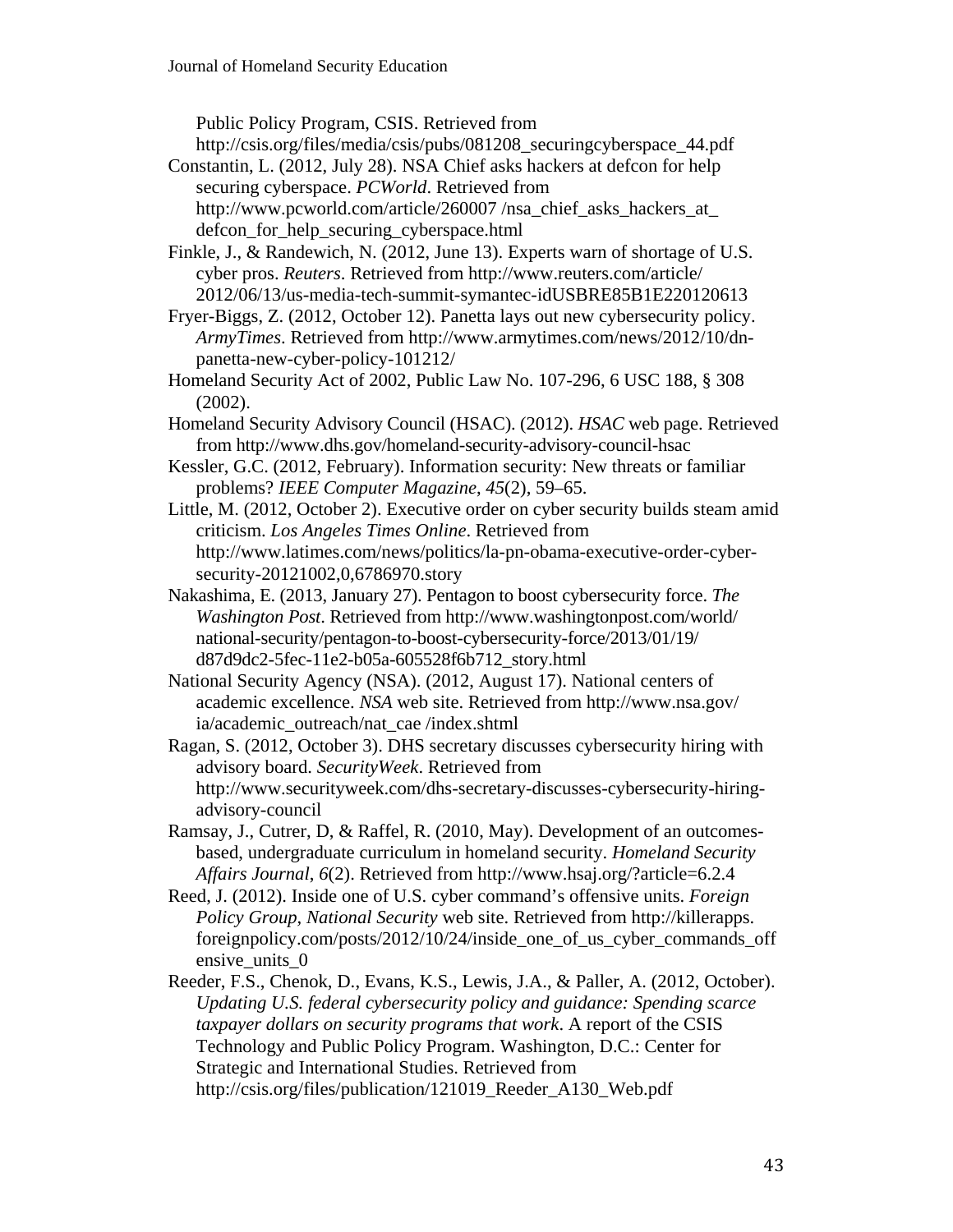Public Policy Program, CSIS. Retrieved from http://csis.org/files/media/csis/pubs/081208_securingcyberspace_44.pdf

Constantin, L. (2012, July 28). NSA Chief asks hackers at defcon for help securing cyberspace. *PCWorld*. Retrieved from http://www.pcworld.com/article/260007 /nsa_chief_asks_hackers_at_defcon_for_help_securing_cyberspace.html

Finkle, J., & Randewich, N. (2012, June 13). Experts warn of shortage of U.S. cyber pros. *Reuters*. Retrieved from http://www.reuters.com/article/2012/06/13/us-media-tech-summit-symantec-idUSBRE85B1E220120613

Fryer-Biggs, Z. (2012, October 12). Panetta lays out new cybersecurity policy. *ArmyTimes*. Retrieved from http://www.armytimes.com/news/2012/10/dn-panetta-new-cyber-policy-101212/

Homeland Security Act of 2002, Public Law No. 107-296, 6 USC 188, § 308 (2002).

Homeland Security Advisory Council (HSAC). (2012). *HSAC* web page. Retrieved from http://www.dhs.gov/homeland-security-advisory-council-hsac

Kessler, G.C. (2012, February). Information security: New threats or familiar problems? *IEEE Computer Magazine*, *45*(2), 59–65.

Little, M. (2012, October 2). Executive order on cyber security builds steam amid criticism. *Los Angeles Times Online*. Retrieved from http://www.latimes.com/news/politics/la-pn-obama-executive-order-cyber-security-20121002,0,6786970.story

Nakashima, E. (2013, January 27). Pentagon to boost cybersecurity force. *The Washington Post*. Retrieved from http://www.washingtonpost.com/world/national-security/pentagon-to-boost-cybersecurity-force/2013/01/19/d87d9dc2-5fec-11e2-b05a-605528f6b712_story.html

National Security Agency (NSA). (2012, August 17). National centers of academic excellence. *NSA* web site. Retrieved from http://www.nsa.gov/ia/academic_outreach/nat_cae /index.shtml

Ragan, S. (2012, October 3). DHS secretary discusses cybersecurity hiring with advisory board. *SecurityWeek*. Retrieved from http://www.securityweek.com/dhs-secretary-discusses-cybersecurity-hiring-advisory-council

Ramsay, J., Cutrer, D, & Raffel, R. (2010, May). Development of an outcomes-based, undergraduate curriculum in homeland security. *Homeland Security Affairs Journal*, *6*(2). Retrieved from http://www.hsaj.org/?article=6.2.4

Reed, J. (2012). Inside one of U.S. cyber command's offensive units. *Foreign Policy Group, National Security* web site. Retrieved from http://killerapps.foreignpolicy.com/posts/2012/10/24/inside_one_of_us_cyber_commands_offensive_units_0

Reeder, F.S., Chenok, D., Evans, K.S., Lewis, J.A., & Paller, A. (2012, October). *Updating U.S. federal cybersecurity policy and guidance: Spending scarce taxpayer dollars on security programs that work*. A report of the CSIS Technology and Public Policy Program. Washington, D.C.: Center for Strategic and International Studies. Retrieved from http://csis.org/files/publication/121019_Reeder_A130_Web.pdf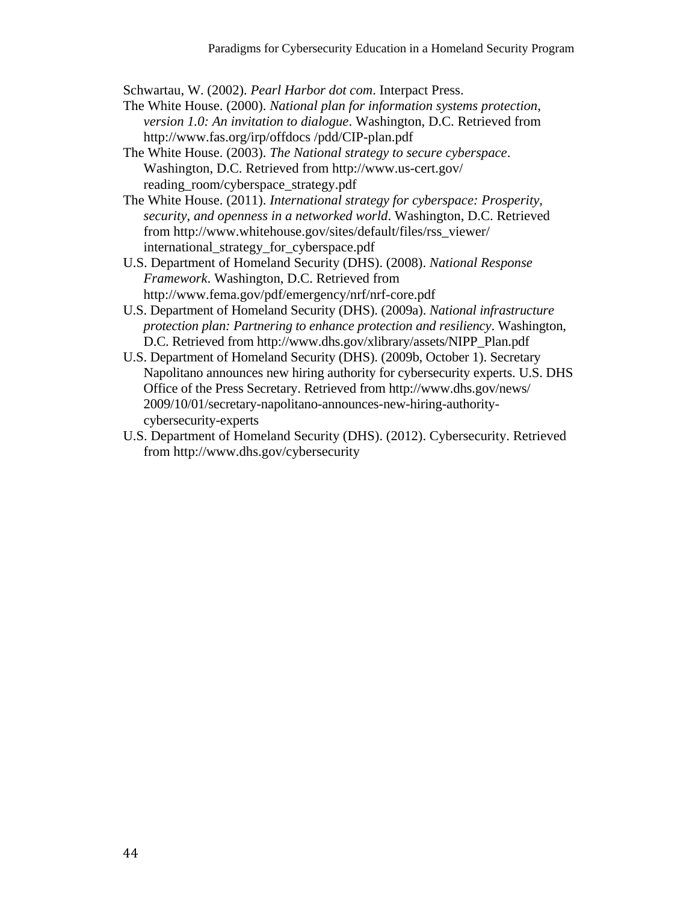Schwartau, W. (2002). *Pearl Harbor dot com*. Interpact Press.

The White House. (2000). *National plan for information systems protection, version 1.0: An invitation to dialogue*. Washington, D.C. Retrieved from http://www.fas.org/irp/offdocs /pdd/CIP-plan.pdf

The White House. (2003). *The National strategy to secure cyberspace*. Washington, D.C. Retrieved from http://www.us-cert.gov/ reading_room/cyberspace_strategy.pdf

The White House. (2011). *International strategy for cyberspace: Prosperity, security, and openness in a networked world*. Washington, D.C. Retrieved from http://www.whitehouse.gov/sites/default/files/rss_viewer/ international_strategy_for_cyberspace.pdf

U.S. Department of Homeland Security (DHS). (2008). *National Response Framework*. Washington, D.C. Retrieved from http://www.fema.gov/pdf/emergency/nrf/nrf-core.pdf

U.S. Department of Homeland Security (DHS). (2009a). *National infrastructure protection plan: Partnering to enhance protection and resiliency*. Washington, D.C. Retrieved from http://www.dhs.gov/xlibrary/assets/NIPP_Plan.pdf

U.S. Department of Homeland Security (DHS). (2009b, October 1). Secretary Napolitano announces new hiring authority for cybersecurity experts. U.S. DHS Office of the Press Secretary. Retrieved from http://www.dhs.gov/news/ 2009/10/01/secretary-napolitano-announces-new-hiring-authority-cybersecurity-experts

U.S. Department of Homeland Security (DHS). (2012). Cybersecurity. Retrieved from http://www.dhs.gov/cybersecurity